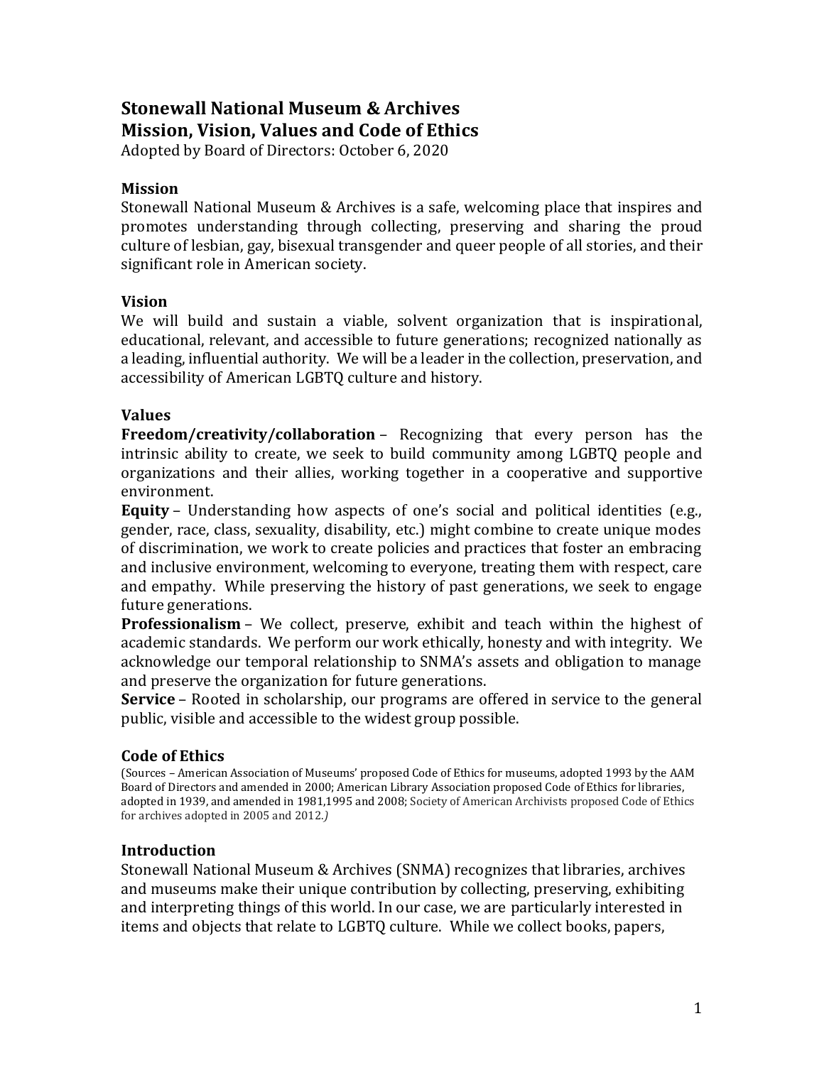# Stonewall National Museum & Archives
# Mission, Vision, Values and Code of Ethics

Adopted by Board of Directors: October 6, 2020

## Mission

Stonewall National Museum & Archives is a safe, welcoming place that inspires and promotes understanding through collecting, preserving and sharing the proud culture of lesbian, gay, bisexual transgender and queer people of all stories, and their significant role in American society.

## Vision

We will build and sustain a viable, solvent organization that is inspirational, educational, relevant, and accessible to future generations; recognized nationally as a leading, influential authority. We will be a leader in the collection, preservation, and accessibility of American LGBTQ culture and history.

## Values

**Freedom/creativity/collaboration** – Recognizing that every person has the intrinsic ability to create, we seek to build community among LGBTQ people and organizations and their allies, working together in a cooperative and supportive environment.

**Equity** – Understanding how aspects of one's social and political identities (e.g., gender, race, class, sexuality, disability, etc.) might combine to create unique modes of discrimination, we work to create policies and practices that foster an embracing and inclusive environment, welcoming to everyone, treating them with respect, care and empathy. While preserving the history of past generations, we seek to engage future generations.

**Professionalism** – We collect, preserve, exhibit and teach within the highest of academic standards. We perform our work ethically, honesty and with integrity. We acknowledge our temporal relationship to SNMA's assets and obligation to manage and preserve the organization for future generations.

**Service** – Rooted in scholarship, our programs are offered in service to the general public, visible and accessible to the widest group possible.

## Code of Ethics

(Sources – American Association of Museums' proposed Code of Ethics for museums, adopted 1993 by the AAM Board of Directors and amended in 2000; American Library Association proposed Code of Ethics for libraries, adopted in 1939, and amended in 1981,1995 and 2008; Society of American Archivists proposed Code of Ethics for archives adopted in 2005 and 2012.*)*

## Introduction

Stonewall National Museum & Archives (SNMA) recognizes that libraries, archives and museums make their unique contribution by collecting, preserving, exhibiting and interpreting things of this world. In our case, we are particularly interested in items and objects that relate to LGBTQ culture. While we collect books, papers,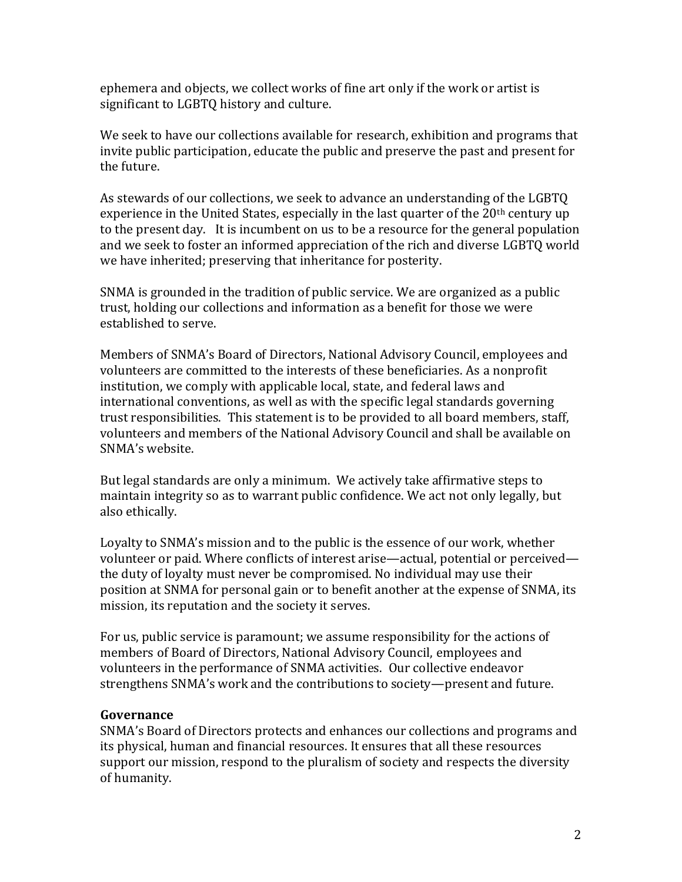ephemera and objects, we collect works of fine art only if the work or artist is significant to LGBTQ history and culture.

We seek to have our collections available for research, exhibition and programs that invite public participation, educate the public and preserve the past and present for the future.

As stewards of our collections, we seek to advance an understanding of the LGBTQ experience in the United States, especially in the last quarter of the 20th century up to the present day. It is incumbent on us to be a resource for the general population and we seek to foster an informed appreciation of the rich and diverse LGBTQ world we have inherited; preserving that inheritance for posterity.

SNMA is grounded in the tradition of public service. We are organized as a public trust, holding our collections and information as a benefit for those we were established to serve.

Members of SNMA's Board of Directors, National Advisory Council, employees and volunteers are committed to the interests of these beneficiaries. As a nonprofit institution, we comply with applicable local, state, and federal laws and international conventions, as well as with the specific legal standards governing trust responsibilities. This statement is to be provided to all board members, staff, volunteers and members of the National Advisory Council and shall be available on SNMA's website.

But legal standards are only a minimum. We actively take affirmative steps to maintain integrity so as to warrant public confidence. We act not only legally, but also ethically.

Loyalty to SNMA's mission and to the public is the essence of our work, whether volunteer or paid. Where conflicts of interest arise—actual, potential or perceived—the duty of loyalty must never be compromised. No individual may use their position at SNMA for personal gain or to benefit another at the expense of SNMA, its mission, its reputation and the society it serves.

For us, public service is paramount; we assume responsibility for the actions of members of Board of Directors, National Advisory Council, employees and volunteers in the performance of SNMA activities. Our collective endeavor strengthens SNMA's work and the contributions to society—present and future.

**Governance**

SNMA's Board of Directors protects and enhances our collections and programs and its physical, human and financial resources. It ensures that all these resources support our mission, respond to the pluralism of society and respects the diversity of humanity.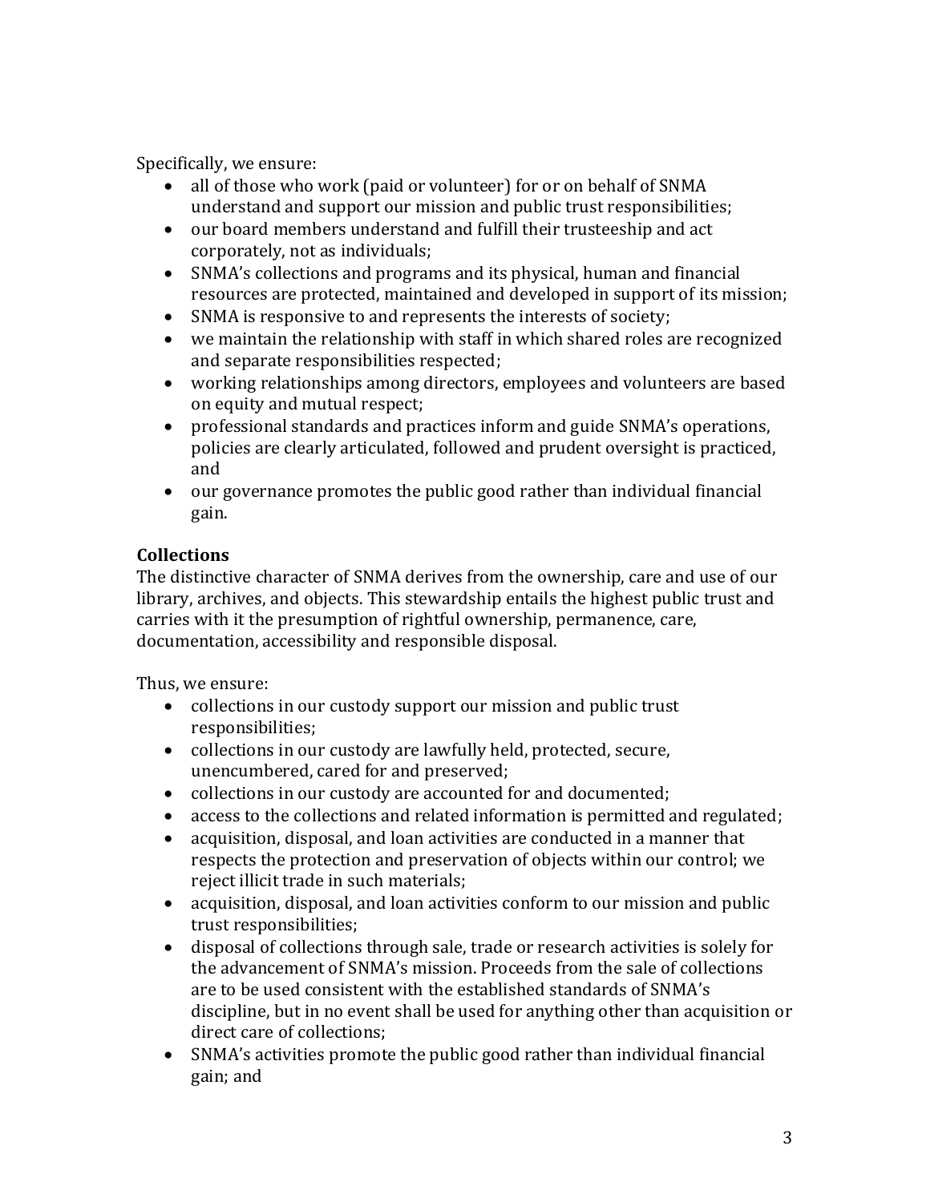Specifically, we ensure:

- all of those who work (paid or volunteer) for or on behalf of SNMA understand and support our mission and public trust responsibilities;
- our board members understand and fulfill their trusteeship and act corporately, not as individuals;
- SNMA's collections and programs and its physical, human and financial resources are protected, maintained and developed in support of its mission;
- SNMA is responsive to and represents the interests of society;
- we maintain the relationship with staff in which shared roles are recognized and separate responsibilities respected;
- working relationships among directors, employees and volunteers are based on equity and mutual respect;
- professional standards and practices inform and guide SNMA's operations, policies are clearly articulated, followed and prudent oversight is practiced, and
- our governance promotes the public good rather than individual financial gain.

**Collections**

The distinctive character of SNMA derives from the ownership, care and use of our library, archives, and objects. This stewardship entails the highest public trust and carries with it the presumption of rightful ownership, permanence, care, documentation, accessibility and responsible disposal.

Thus, we ensure:

- collections in our custody support our mission and public trust responsibilities;
- collections in our custody are lawfully held, protected, secure, unencumbered, cared for and preserved;
- collections in our custody are accounted for and documented;
- access to the collections and related information is permitted and regulated;
- acquisition, disposal, and loan activities are conducted in a manner that respects the protection and preservation of objects within our control; we reject illicit trade in such materials;
- acquisition, disposal, and loan activities conform to our mission and public trust responsibilities;
- disposal of collections through sale, trade or research activities is solely for the advancement of SNMA's mission. Proceeds from the sale of collections are to be used consistent with the established standards of SNMA's discipline, but in no event shall be used for anything other than acquisition or direct care of collections;
- SNMA's activities promote the public good rather than individual financial gain; and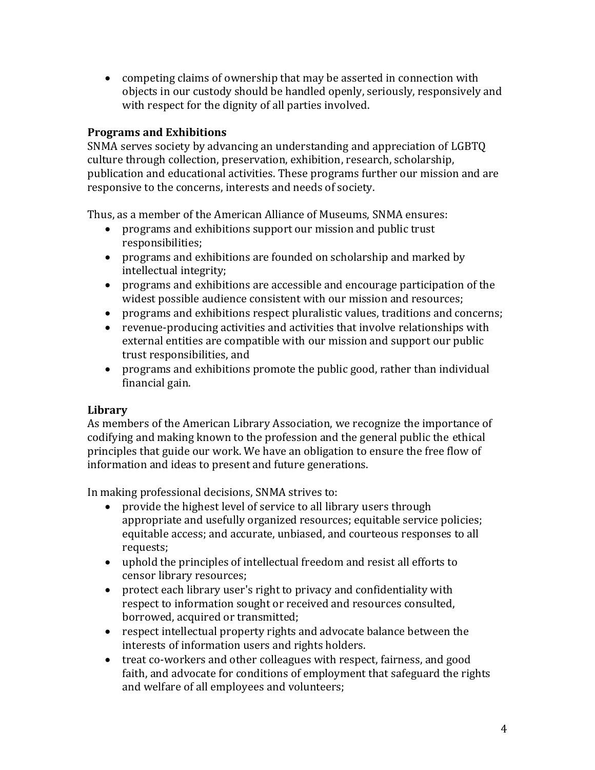- competing claims of ownership that may be asserted in connection with objects in our custody should be handled openly, seriously, responsively and with respect for the dignity of all parties involved.

**Programs and Exhibitions**
SNMA serves society by advancing an understanding and appreciation of LGBTQ culture through collection, preservation, exhibition, research, scholarship, publication and educational activities. These programs further our mission and are responsive to the concerns, interests and needs of society.

Thus, as a member of the American Alliance of Museums, SNMA ensures:

- programs and exhibitions support our mission and public trust responsibilities;
- programs and exhibitions are founded on scholarship and marked by intellectual integrity;
- programs and exhibitions are accessible and encourage participation of the widest possible audience consistent with our mission and resources;
- programs and exhibitions respect pluralistic values, traditions and concerns;
- revenue-producing activities and activities that involve relationships with external entities are compatible with our mission and support our public trust responsibilities, and
- programs and exhibitions promote the public good, rather than individual financial gain.

**Library**
As members of the American Library Association, we recognize the importance of codifying and making known to the profession and the general public the ethical principles that guide our work. We have an obligation to ensure the free flow of information and ideas to present and future generations.

In making professional decisions, SNMA strives to:

- provide the highest level of service to all library users through appropriate and usefully organized resources; equitable service policies; equitable access; and accurate, unbiased, and courteous responses to all requests;
- uphold the principles of intellectual freedom and resist all efforts to censor library resources;
- protect each library user's right to privacy and confidentiality with respect to information sought or received and resources consulted, borrowed, acquired or transmitted;
- respect intellectual property rights and advocate balance between the interests of information users and rights holders.
- treat co-workers and other colleagues with respect, fairness, and good faith, and advocate for conditions of employment that safeguard the rights and welfare of all employees and volunteers;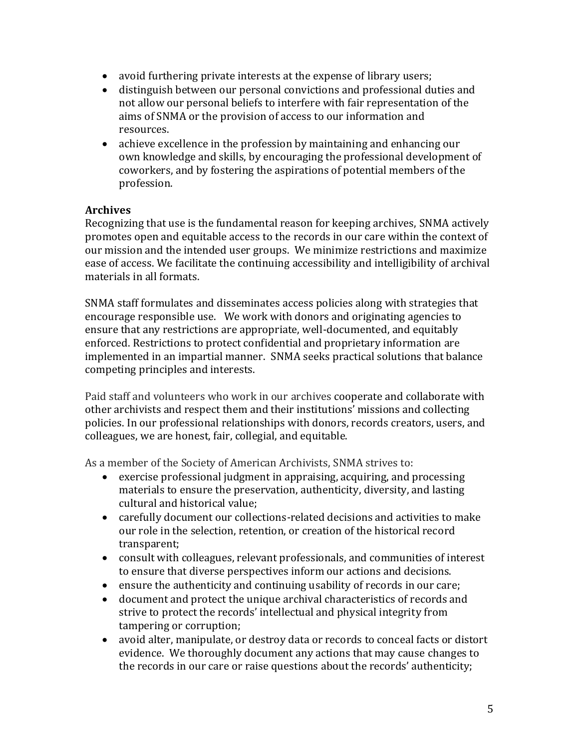- avoid furthering private interests at the expense of library users;
- distinguish between our personal convictions and professional duties and not allow our personal beliefs to interfere with fair representation of the aims of SNMA or the provision of access to our information and resources.
- achieve excellence in the profession by maintaining and enhancing our own knowledge and skills, by encouraging the professional development of coworkers, and by fostering the aspirations of potential members of the profession.

### Archives

Recognizing that use is the fundamental reason for keeping archives, SNMA actively promotes open and equitable access to the records in our care within the context of our mission and the intended user groups. We minimize restrictions and maximize ease of access. We facilitate the continuing accessibility and intelligibility of archival materials in all formats.

SNMA staff formulates and disseminates access policies along with strategies that encourage responsible use. We work with donors and originating agencies to ensure that any restrictions are appropriate, well-documented, and equitably enforced. Restrictions to protect confidential and proprietary information are implemented in an impartial manner. SNMA seeks practical solutions that balance competing principles and interests.

Paid staff and volunteers who work in our archives cooperate and collaborate with other archivists and respect them and their institutions' missions and collecting policies. In our professional relationships with donors, records creators, users, and colleagues, we are honest, fair, collegial, and equitable.

As a member of the Society of American Archivists, SNMA strives to:

- exercise professional judgment in appraising, acquiring, and processing materials to ensure the preservation, authenticity, diversity, and lasting cultural and historical value;
- carefully document our collections-related decisions and activities to make our role in the selection, retention, or creation of the historical record transparent;
- consult with colleagues, relevant professionals, and communities of interest to ensure that diverse perspectives inform our actions and decisions.
- ensure the authenticity and continuing usability of records in our care;
- document and protect the unique archival characteristics of records and strive to protect the records' intellectual and physical integrity from tampering or corruption;
- avoid alter, manipulate, or destroy data or records to conceal facts or distort evidence. We thoroughly document any actions that may cause changes to the records in our care or raise questions about the records' authenticity;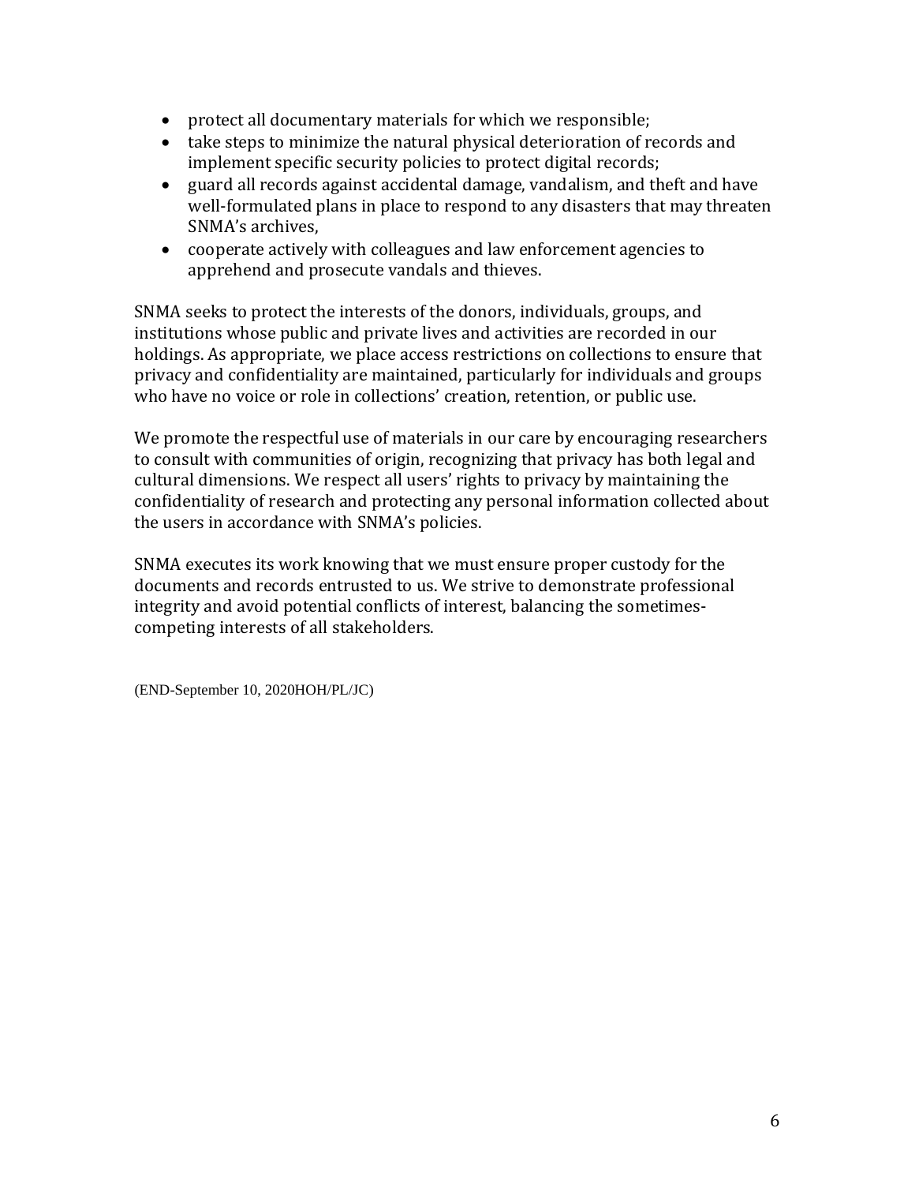- protect all documentary materials for which we responsible;
- take steps to minimize the natural physical deterioration of records and implement specific security policies to protect digital records;
- guard all records against accidental damage, vandalism, and theft and have well-formulated plans in place to respond to any disasters that may threaten SNMA's archives,
- cooperate actively with colleagues and law enforcement agencies to apprehend and prosecute vandals and thieves.

SNMA seeks to protect the interests of the donors, individuals, groups, and institutions whose public and private lives and activities are recorded in our holdings. As appropriate, we place access restrictions on collections to ensure that privacy and confidentiality are maintained, particularly for individuals and groups who have no voice or role in collections' creation, retention, or public use.

We promote the respectful use of materials in our care by encouraging researchers to consult with communities of origin, recognizing that privacy has both legal and cultural dimensions. We respect all users' rights to privacy by maintaining the confidentiality of research and protecting any personal information collected about the users in accordance with SNMA's policies.

SNMA executes its work knowing that we must ensure proper custody for the documents and records entrusted to us. We strive to demonstrate professional integrity and avoid potential conflicts of interest, balancing the sometimes-competing interests of all stakeholders.

(END-September 10, 2020HOH/PL/JC)